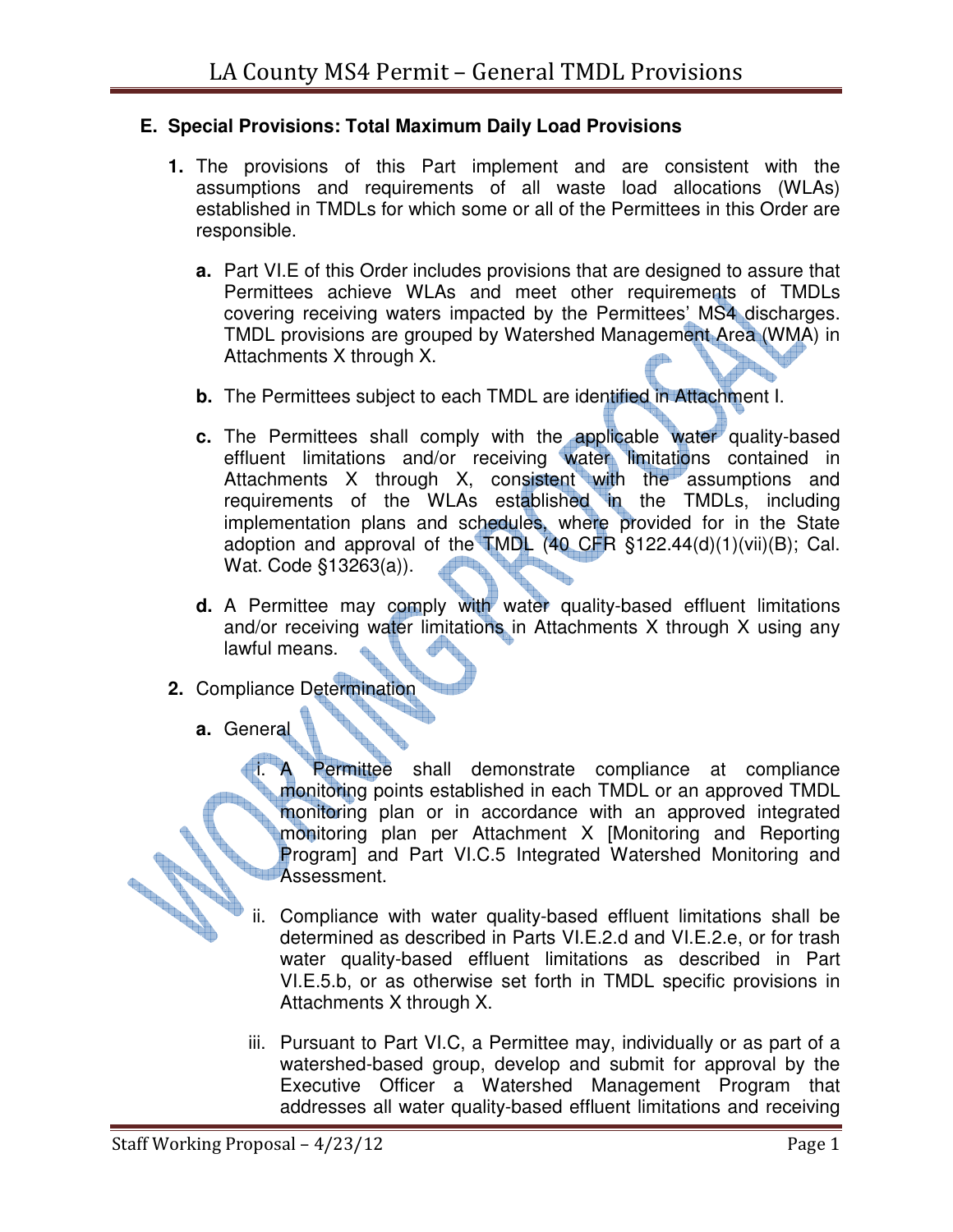## E. Special Provisions: Total Maximum Daily Load Provisions

1. The provisions of this Part implement and are consistent with the assumptions and requirements of all waste load allocations (WLAs) established in TMDLs for which some or all of the Permittees in this Order are responsible.

   a. Part VI.E of this Order includes provisions that are designed to assure that Permittees achieve WLAs and meet other requirements of TMDLs covering receiving waters impacted by the Permittees' MS4 discharges. TMDL provisions are grouped by Watershed Management Area (WMA) in Attachments X through X.

   b. The Permittees subject to each TMDL are identified in Attachment I.

   c. The Permittees shall comply with the applicable water quality-based effluent limitations and/or receiving water limitations contained in Attachments X through X, consistent with the assumptions and requirements of the WLAs established in the TMDLs, including implementation plans and schedules, where provided for in the State adoption and approval of the TMDL (40 CFR §122.44(d)(1)(vii)(B); Cal. Wat. Code §13263(a)).

   d. A Permittee may comply with water quality-based effluent limitations and/or receiving water limitations in Attachments X through X using any lawful means.

2. Compliance Determination

   a. General

      i. A Permittee shall demonstrate compliance at compliance monitoring points established in each TMDL or an approved TMDL monitoring plan or in accordance with an approved integrated monitoring plan per Attachment X [Monitoring and Reporting Program] and Part VI.C.5 Integrated Watershed Monitoring and Assessment.

      ii. Compliance with water quality-based effluent limitations shall be determined as described in Parts VI.E.2.d and VI.E.2.e, or for trash water quality-based effluent limitations as described in Part VI.E.5.b, or as otherwise set forth in TMDL specific provisions in Attachments X through X.

      iii. Pursuant to Part VI.C, a Permittee may, individually or as part of a watershed-based group, develop and submit for approval by the Executive Officer a Watershed Management Program that addresses all water quality-based effluent limitations and receiving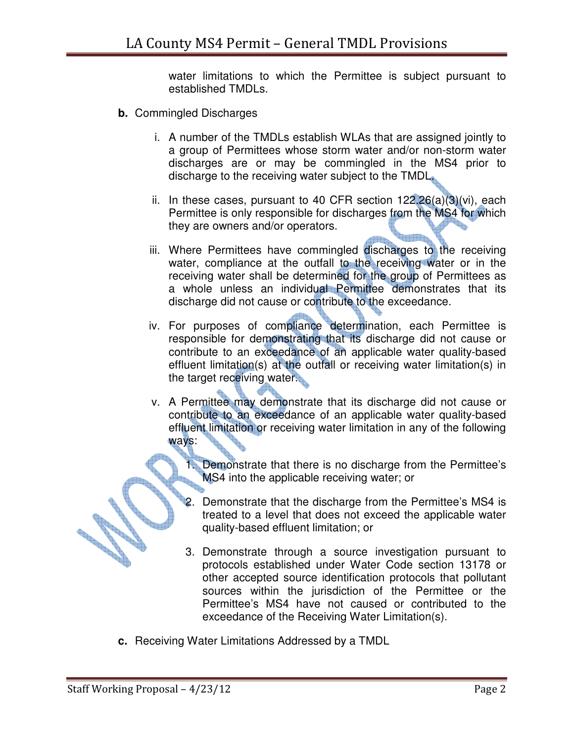water limitations to which the Permittee is subject pursuant to established TMDLs.

**b.** Commingled Discharges

i. A number of the TMDLs establish WLAs that are assigned jointly to a group of Permittees whose storm water and/or non-storm water discharges are or may be commingled in the MS4 prior to discharge to the receiving water subject to the TMDL.

ii. In these cases, pursuant to 40 CFR section 122.26(a)(3)(vi), each Permittee is only responsible for discharges from the MS4 for which they are owners and/or operators.

iii. Where Permittees have commingled discharges to the receiving water, compliance at the outfall to the receiving water or in the receiving water shall be determined for the group of Permittees as a whole unless an individual Permittee demonstrates that its discharge did not cause or contribute to the exceedance.

iv. For purposes of compliance determination, each Permittee is responsible for demonstrating that its discharge did not cause or contribute to an exceedance of an applicable water quality-based effluent limitation(s) at the outfall or receiving water limitation(s) in the target receiving water.

v. A Permittee may demonstrate that its discharge did not cause or contribute to an exceedance of an applicable water quality-based effluent limitation or receiving water limitation in any of the following ways:

1. Demonstrate that there is no discharge from the Permittee's MS4 into the applicable receiving water; or

2. Demonstrate that the discharge from the Permittee's MS4 is treated to a level that does not exceed the applicable water quality-based effluent limitation; or

3. Demonstrate through a source investigation pursuant to protocols established under Water Code section 13178 or other accepted source identification protocols that pollutant sources within the jurisdiction of the Permittee or the Permittee's MS4 have not caused or contributed to the exceedance of the Receiving Water Limitation(s).

**c.** Receiving Water Limitations Addressed by a TMDL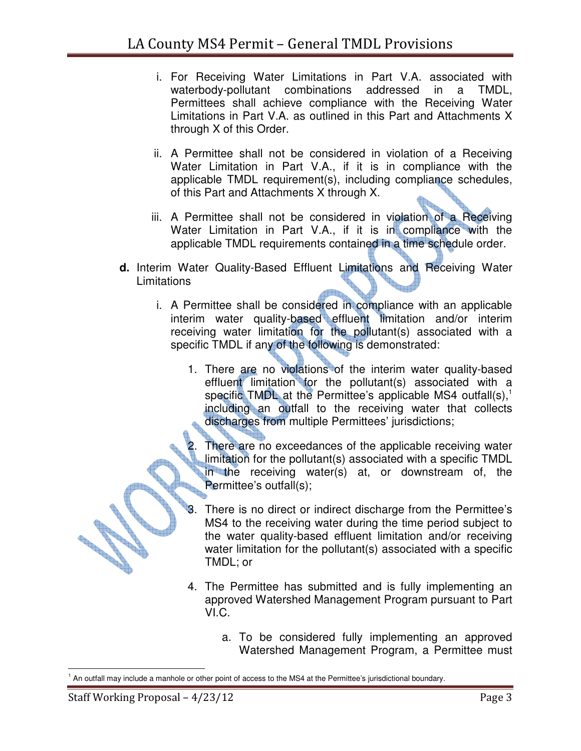i. For Receiving Water Limitations in Part V.A. associated with waterbody-pollutant combinations addressed in a TMDL, Permittees shall achieve compliance with the Receiving Water Limitations in Part V.A. as outlined in this Part and Attachments X through X of this Order.

ii. A Permittee shall not be considered in violation of a Receiving Water Limitation in Part V.A., if it is in compliance with the applicable TMDL requirement(s), including compliance schedules, of this Part and Attachments X through X.

iii. A Permittee shall not be considered in violation of a Receiving Water Limitation in Part V.A., if it is in compliance with the applicable TMDL requirements contained in a time schedule order.

**d.** Interim Water Quality-Based Effluent Limitations and Receiving Water Limitations

i. A Permittee shall be considered in compliance with an applicable interim water quality-based effluent limitation and/or interim receiving water limitation for the pollutant(s) associated with a specific TMDL if any of the following is demonstrated:

1. There are no violations of the interim water quality-based effluent limitation for the pollutant(s) associated with a specific TMDL at the Permittee's applicable MS4 outfall(s),[1] including an outfall to the receiving water that collects discharges from multiple Permittees' jurisdictions;

2. There are no exceedances of the applicable receiving water limitation for the pollutant(s) associated with a specific TMDL in the receiving water(s) at, or downstream of, the Permittee's outfall(s);

3. There is no direct or indirect discharge from the Permittee's MS4 to the receiving water during the time period subject to the water quality-based effluent limitation and/or receiving water limitation for the pollutant(s) associated with a specific TMDL; or

4. The Permittee has submitted and is fully implementing an approved Watershed Management Program pursuant to Part VI.C.

   a. To be considered fully implementing an approved Watershed Management Program, a Permittee must

[1] An outfall may include a manhole or other point of access to the MS4 at the Permittee's jurisdictional boundary.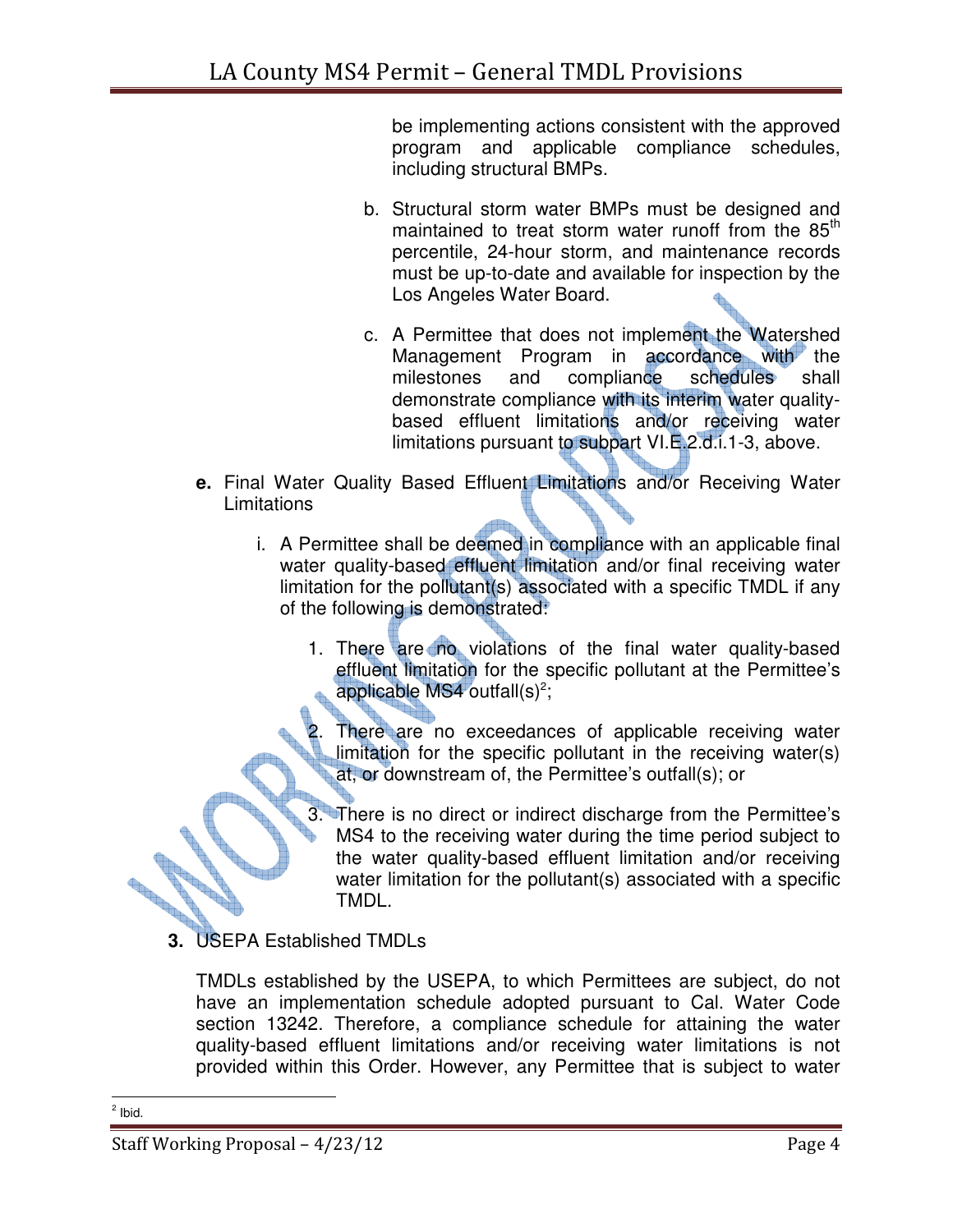be implementing actions consistent with the approved program and applicable compliance schedules, including structural BMPs.

b. Structural storm water BMPs must be designed and maintained to treat storm water runoff from the 85th percentile, 24-hour storm, and maintenance records must be up-to-date and available for inspection by the Los Angeles Water Board.

c. A Permittee that does not implement the Watershed Management Program in accordance with the milestones and compliance schedules shall demonstrate compliance with its interim water quality-based effluent limitations and/or receiving water limitations pursuant to subpart VI.E.2.d.i.1-3, above.

**e.** Final Water Quality Based Effluent Limitations and/or Receiving Water Limitations

i. A Permittee shall be deemed in compliance with an applicable final water quality-based effluent limitation and/or final receiving water limitation for the pollutant(s) associated with a specific TMDL if any of the following is demonstrated:

1. There are no violations of the final water quality-based effluent limitation for the specific pollutant at the Permittee's applicable MS4 outfall(s)[2];

2. There are no exceedances of applicable receiving water limitation for the specific pollutant in the receiving water(s) at, or downstream of, the Permittee's outfall(s); or

3. There is no direct or indirect discharge from the Permittee's MS4 to the receiving water during the time period subject to the water quality-based effluent limitation and/or receiving water limitation for the pollutant(s) associated with a specific TMDL.

**3.** USEPA Established TMDLs

TMDLs established by the USEPA, to which Permittees are subject, do not have an implementation schedule adopted pursuant to Cal. Water Code section 13242. Therefore, a compliance schedule for attaining the water quality-based effluent limitations and/or receiving water limitations is not provided within this Order. However, any Permittee that is subject to water

[2] Ibid.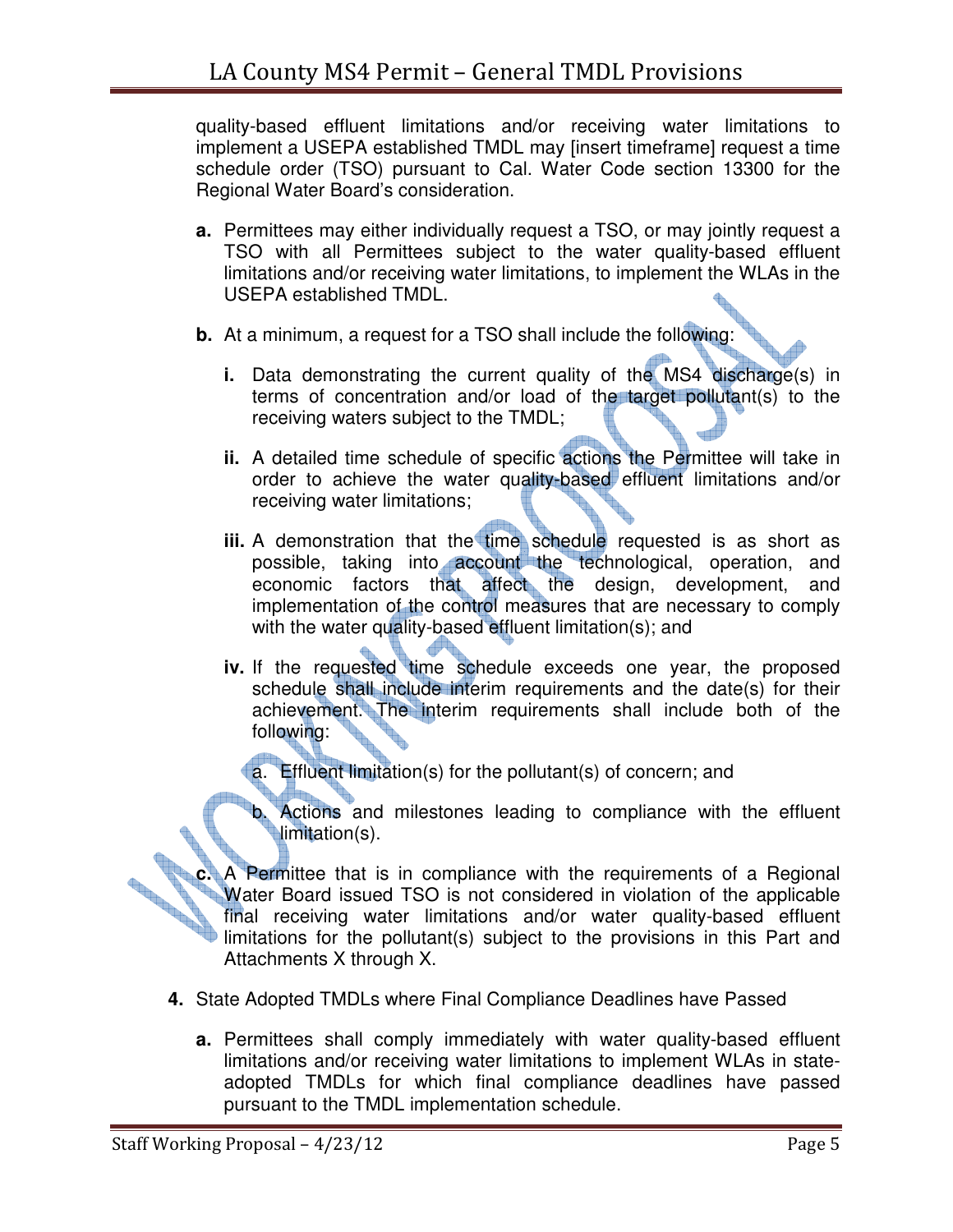quality-based effluent limitations and/or receiving water limitations to implement a USEPA established TMDL may [insert timeframe] request a time schedule order (TSO) pursuant to Cal. Water Code section 13300 for the Regional Water Board's consideration.

**a.** Permittees may either individually request a TSO, or may jointly request a TSO with all Permittees subject to the water quality-based effluent limitations and/or receiving water limitations, to implement the WLAs in the USEPA established TMDL.

**b.** At a minimum, a request for a TSO shall include the following:

   **i.** Data demonstrating the current quality of the MS4 discharge(s) in terms of concentration and/or load of the target pollutant(s) to the receiving waters subject to the TMDL;

   **ii.** A detailed time schedule of specific actions the Permittee will take in order to achieve the water quality-based effluent limitations and/or receiving water limitations;

   **iii.** A demonstration that the time schedule requested is as short as possible, taking into account the technological, operation, and economic factors that affect the design, development, and implementation of the control measures that are necessary to comply with the water quality-based effluent limitation(s); and

   **iv.** If the requested time schedule exceeds one year, the proposed schedule shall include interim requirements and the date(s) for their achievement. The interim requirements shall include both of the following:

      a. Effluent limitation(s) for the pollutant(s) of concern; and

      b. Actions and milestones leading to compliance with the effluent limitation(s).

**c.** A Permittee that is in compliance with the requirements of a Regional Water Board issued TSO is not considered in violation of the applicable final receiving water limitations and/or water quality-based effluent limitations for the pollutant(s) subject to the provisions in this Part and Attachments X through X.

**4.** State Adopted TMDLs where Final Compliance Deadlines have Passed

**a.** Permittees shall comply immediately with water quality-based effluent limitations and/or receiving water limitations to implement WLAs in state-adopted TMDLs for which final compliance deadlines have passed pursuant to the TMDL implementation schedule.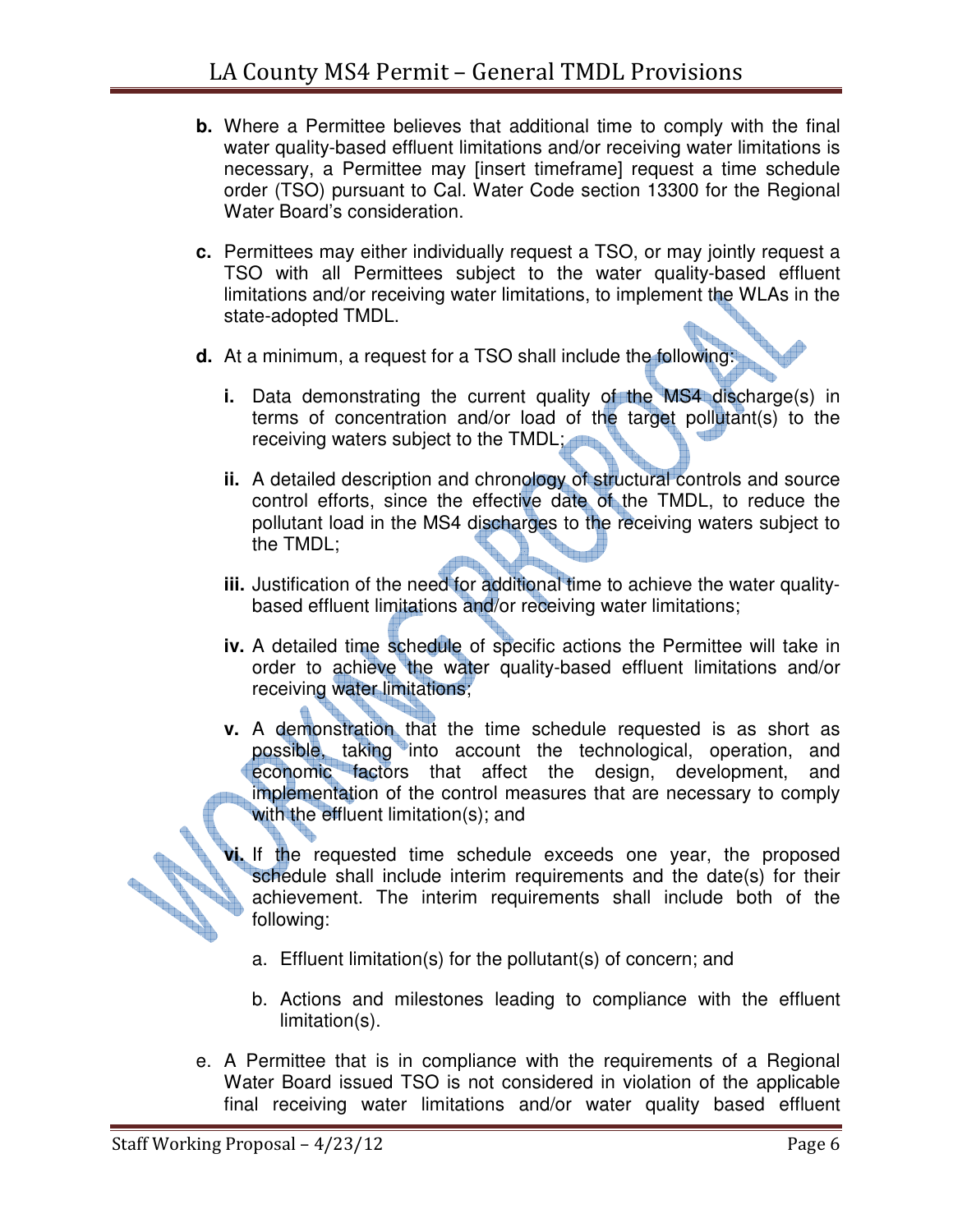**b.** Where a Permittee believes that additional time to comply with the final water quality-based effluent limitations and/or receiving water limitations is necessary, a Permittee may [insert timeframe] request a time schedule order (TSO) pursuant to Cal. Water Code section 13300 for the Regional Water Board's consideration.

**c.** Permittees may either individually request a TSO, or may jointly request a TSO with all Permittees subject to the water quality-based effluent limitations and/or receiving water limitations, to implement the WLAs in the state-adopted TMDL.

**d.** At a minimum, a request for a TSO shall include the following:

**i.** Data demonstrating the current quality of the MS4 discharge(s) in terms of concentration and/or load of the target pollutant(s) to the receiving waters subject to the TMDL;

**ii.** A detailed description and chronology of structural controls and source control efforts, since the effective date of the TMDL, to reduce the pollutant load in the MS4 discharges to the receiving waters subject to the TMDL;

**iii.** Justification of the need for additional time to achieve the water quality-based effluent limitations and/or receiving water limitations;

**iv.** A detailed time schedule of specific actions the Permittee will take in order to achieve the water quality-based effluent limitations and/or receiving water limitations;

**v.** A demonstration that the time schedule requested is as short as possible, taking into account the technological, operation, and economic factors that affect the design, development, and implementation of the control measures that are necessary to comply with the effluent limitation(s); and

**vi.** If the requested time schedule exceeds one year, the proposed schedule shall include interim requirements and the date(s) for their achievement. The interim requirements shall include both of the following:

a. Effluent limitation(s) for the pollutant(s) of concern; and

b. Actions and milestones leading to compliance with the effluent limitation(s).

e. A Permittee that is in compliance with the requirements of a Regional Water Board issued TSO is not considered in violation of the applicable final receiving water limitations and/or water quality based effluent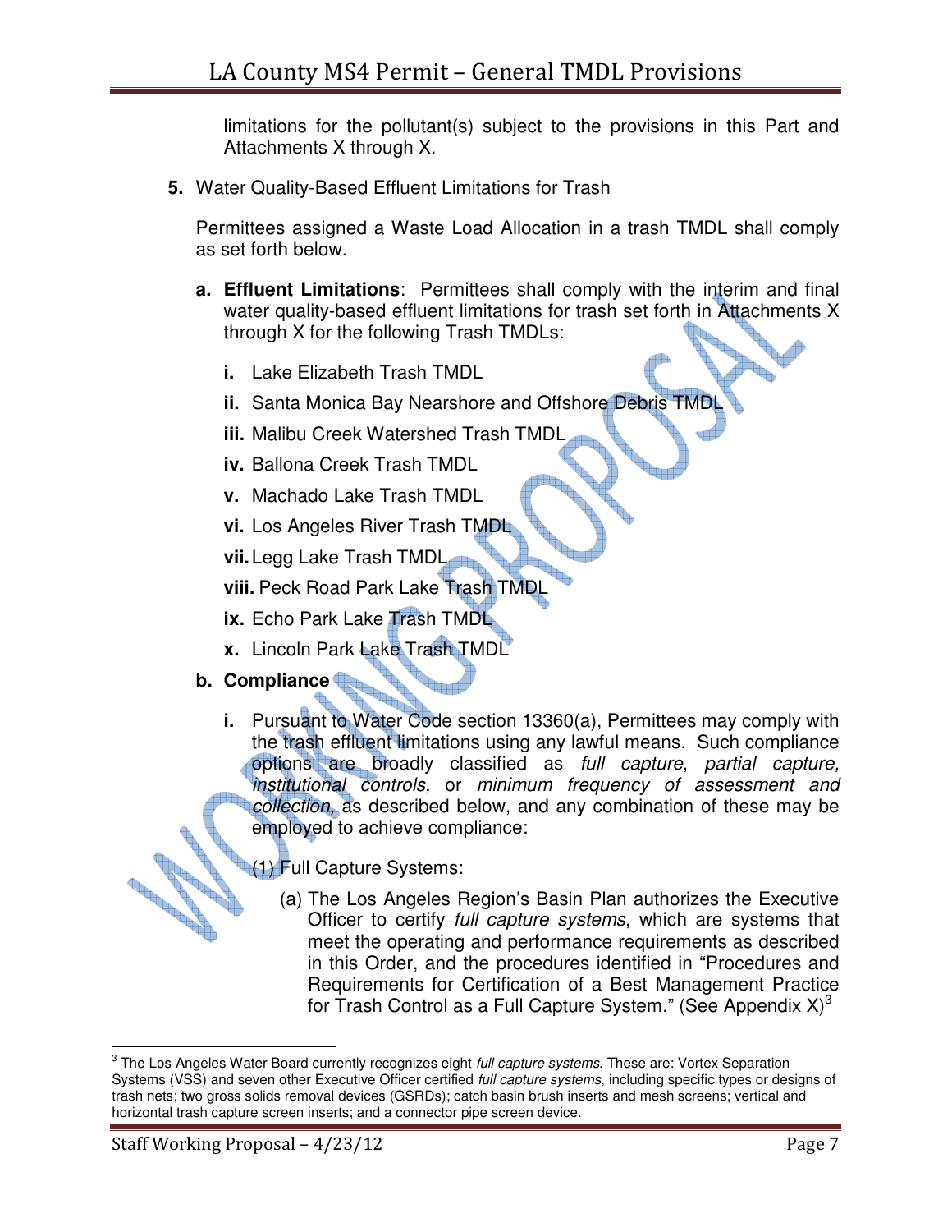limitations for the pollutant(s) subject to the provisions in this Part and Attachments X through X.

**5.** Water Quality-Based Effluent Limitations for Trash

Permittees assigned a Waste Load Allocation in a trash TMDL shall comply as set forth below.

**a. Effluent Limitations**: Permittees shall comply with the interim and final water quality-based effluent limitations for trash set forth in Attachments X through X for the following Trash TMDLs:

**i.** Lake Elizabeth Trash TMDL

**ii.** Santa Monica Bay Nearshore and Offshore Debris TMDL

**iii.** Malibu Creek Watershed Trash TMDL

**iv.** Ballona Creek Trash TMDL

**v.** Machado Lake Trash TMDL

**vi.** Los Angeles River Trash TMDL

**vii.** Legg Lake Trash TMDL

**viii.** Peck Road Park Lake Trash TMDL

**ix.** Echo Park Lake Trash TMDL

**x.** Lincoln Park Lake Trash TMDL

**b. Compliance**

**i.** Pursuant to Water Code section 13360(a), Permittees may comply with the trash effluent limitations using any lawful means. Such compliance options are broadly classified as *full capture*, *partial capture, institutional controls,* or *minimum frequency of assessment and collection*, as described below, and any combination of these may be employed to achieve compliance:

(1) Full Capture Systems:

(a) The Los Angeles Region's Basin Plan authorizes the Executive Officer to certify *full capture systems*, which are systems that meet the operating and performance requirements as described in this Order, and the procedures identified in "Procedures and Requirements for Certification of a Best Management Practice for Trash Control as a Full Capture System." (See Appendix X)[3]

---

[3] The Los Angeles Water Board currently recognizes eight *full capture systems*. These are: Vortex Separation Systems (VSS) and seven other Executive Officer certified *full capture systems*, including specific types or designs of trash nets; two gross solids removal devices (GSRDs); catch basin brush inserts and mesh screens; vertical and horizontal trash capture screen inserts; and a connector pipe screen device.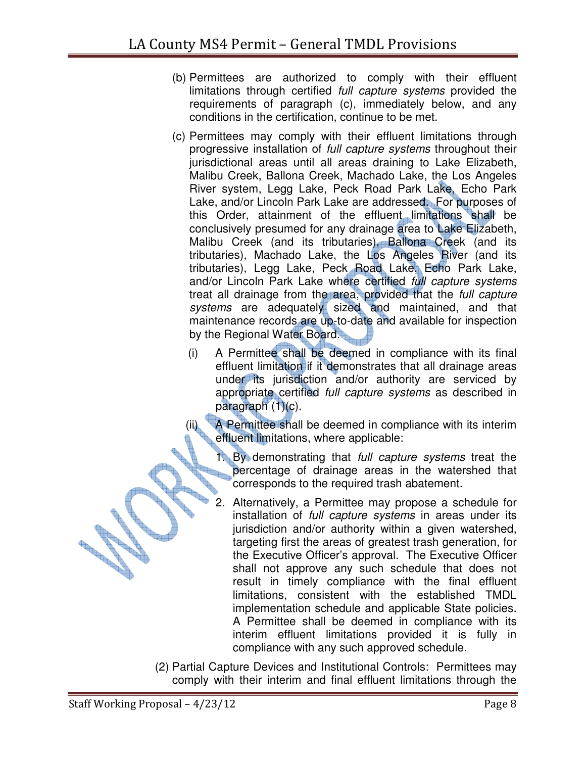(b) Permittees are authorized to comply with their effluent limitations through certified *full capture systems* provided the requirements of paragraph (c), immediately below, and any conditions in the certification, continue to be met.

(c) Permittees may comply with their effluent limitations through progressive installation of *full capture systems* throughout their jurisdictional areas until all areas draining to Lake Elizabeth, Malibu Creek, Ballona Creek, Machado Lake, the Los Angeles River system, Legg Lake, Peck Road Park Lake, Echo Park Lake, and/or Lincoln Park Lake are addressed. For purposes of this Order, attainment of the effluent limitations shall be conclusively presumed for any drainage area to Lake Elizabeth, Malibu Creek (and its tributaries), Ballona Creek (and its tributaries), Machado Lake, the Los Angeles River (and its tributaries), Legg Lake, Peck Road Lake, Echo Park Lake, and/or Lincoln Park Lake where certified *full capture systems* treat all drainage from the area, provided that the *full capture systems* are adequately sized and maintained, and that maintenance records are up-to-date and available for inspection by the Regional Water Board.

   (i) A Permittee shall be deemed in compliance with its final effluent limitation if it demonstrates that all drainage areas under its jurisdiction and/or authority are serviced by appropriate certified *full capture systems* as described in paragraph (1)(c).

   (ii) A Permittee shall be deemed in compliance with its interim effluent limitations, where applicable:

      1. By demonstrating that *full capture systems* treat the percentage of drainage areas in the watershed that corresponds to the required trash abatement.

      2. Alternatively, a Permittee may propose a schedule for installation of *full capture systems* in areas under its jurisdiction and/or authority within a given watershed, targeting first the areas of greatest trash generation, for the Executive Officer's approval. The Executive Officer shall not approve any such schedule that does not result in timely compliance with the final effluent limitations, consistent with the established TMDL implementation schedule and applicable State policies. A Permittee shall be deemed in compliance with its interim effluent limitations provided it is fully in compliance with any such approved schedule.

(2) Partial Capture Devices and Institutional Controls: Permittees may comply with their interim and final effluent limitations through the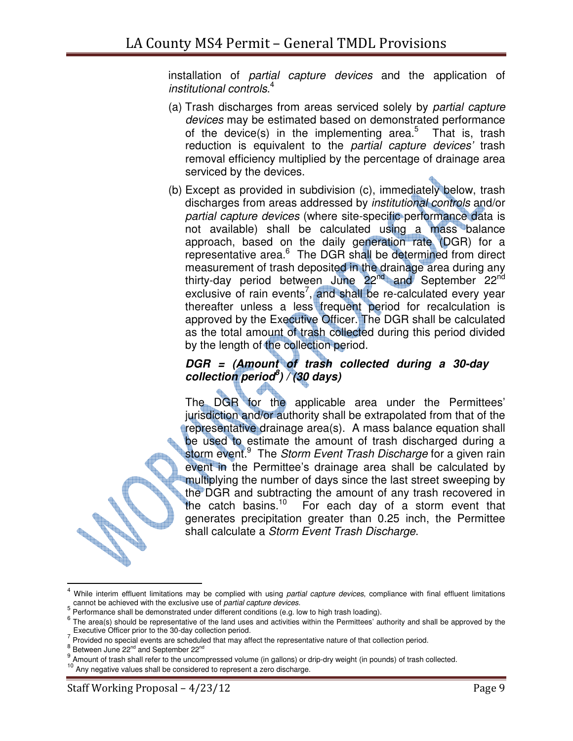installation of *partial capture devices* and the application of *institutional controls*.[4]

(a) Trash discharges from areas serviced solely by *partial capture devices* may be estimated based on demonstrated performance of the device(s) in the implementing area.[5] That is, trash reduction is equivalent to the *partial capture devices'* trash removal efficiency multiplied by the percentage of drainage area serviced by the devices.

(b) Except as provided in subdivision (c), immediately below, trash discharges from areas addressed by *institutional controls* and/or *partial capture devices* (where site-specific performance data is not available) shall be calculated using a mass balance approach, based on the daily generation rate (DGR) for a representative area.[6] The DGR shall be determined from direct measurement of trash deposited in the drainage area during any thirty-day period between June 22nd and September 22nd exclusive of rain events[7], and shall be re-calculated every year thereafter unless a less frequent period for recalculation is approved by the Executive Officer. The DGR shall be calculated as the total amount of trash collected during this period divided by the length of the collection period.

***DGR = (Amount of trash collected during a 30-day collection period[8]) / (30 days)***

The DGR for the applicable area under the Permittees' jurisdiction and/or authority shall be extrapolated from that of the representative drainage area(s). A mass balance equation shall be used to estimate the amount of trash discharged during a storm event.[9] The *Storm Event Trash Discharge* for a given rain event in the Permittee's drainage area shall be calculated by multiplying the number of days since the last street sweeping by the DGR and subtracting the amount of any trash recovered in the catch basins.[10] For each day of a storm event that generates precipitation greater than 0.25 inch, the Permittee shall calculate a *Storm Event Trash Discharge*.

---

[4] While interim effluent limitations may be complied with using *partial capture devices*, compliance with final effluent limitations cannot be achieved with the exclusive use of *partial capture devices*.

[5] Performance shall be demonstrated under different conditions (e.g. low to high trash loading).

[6] The area(s) should be representative of the land uses and activities within the Permittees' authority and shall be approved by the Executive Officer prior to the 30-day collection period.

[7] Provided no special events are scheduled that may affect the representative nature of that collection period.

[8] Between June 22nd and September 22nd

[9] Amount of trash shall refer to the uncompressed volume (in gallons) or drip-dry weight (in pounds) of trash collected.

[10] Any negative values shall be considered to represent a zero discharge.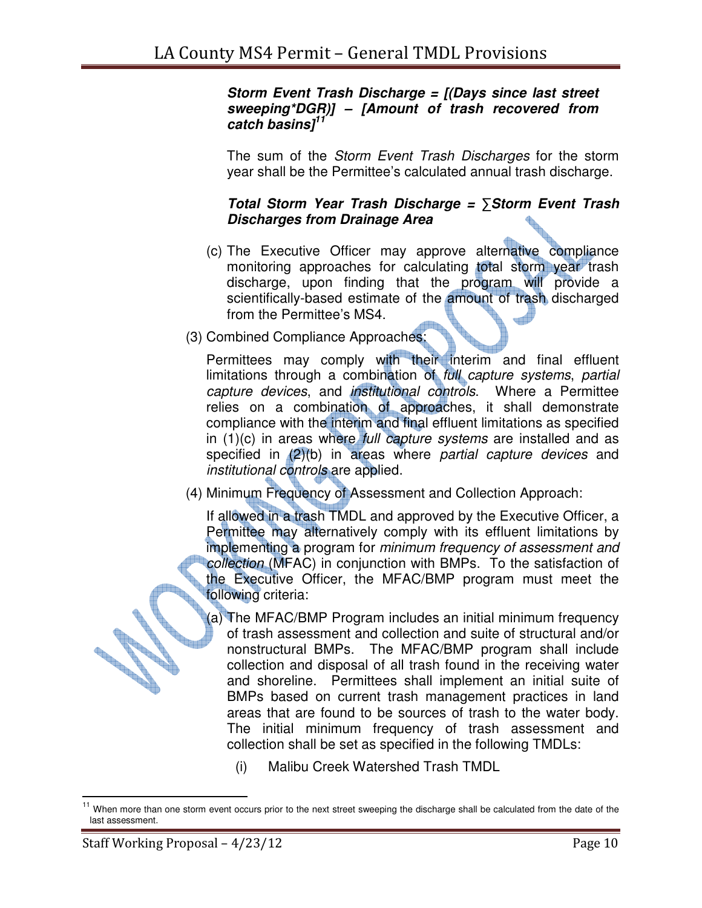***Storm Event Trash Discharge = [(Days since last street sweeping*DGR)] – [Amount of trash recovered from catch basins]***[11]

The sum of the *Storm Event Trash Discharges* for the storm year shall be the Permittee's calculated annual trash discharge.

***Total Storm Year Trash Discharge = ∑Storm Event Trash Discharges from Drainage Area***

(c) The Executive Officer may approve alternative compliance monitoring approaches for calculating total storm year trash discharge, upon finding that the program will provide a scientifically-based estimate of the amount of trash discharged from the Permittee's MS4.

(3) Combined Compliance Approaches:

Permittees may comply with their interim and final effluent limitations through a combination of *full capture systems*, *partial capture devices*, and *institutional controls*. Where a Permittee relies on a combination of approaches, it shall demonstrate compliance with the interim and final effluent limitations as specified in (1)(c) in areas where *full capture systems* are installed and as specified in (2)(b) in areas where *partial capture devices* and *institutional controls* are applied.

(4) Minimum Frequency of Assessment and Collection Approach:

If allowed in a trash TMDL and approved by the Executive Officer, a Permittee may alternatively comply with its effluent limitations by implementing a program for *minimum frequency of assessment and collection* (MFAC) in conjunction with BMPs. To the satisfaction of the Executive Officer, the MFAC/BMP program must meet the following criteria:

(a) The MFAC/BMP Program includes an initial minimum frequency of trash assessment and collection and suite of structural and/or nonstructural BMPs. The MFAC/BMP program shall include collection and disposal of all trash found in the receiving water and shoreline. Permittees shall implement an initial suite of BMPs based on current trash management practices in land areas that are found to be sources of trash to the water body. The initial minimum frequency of trash assessment and collection shall be set as specified in the following TMDLs:

(i) Malibu Creek Watershed Trash TMDL

---

[11] When more than one storm event occurs prior to the next street sweeping the discharge shall be calculated from the date of the last assessment.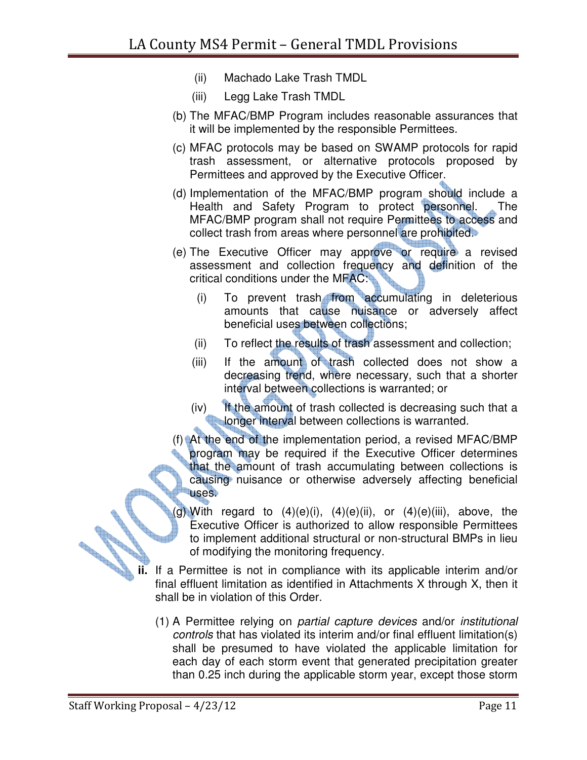(ii) Machado Lake Trash TMDL

(iii) Legg Lake Trash TMDL

(b) The MFAC/BMP Program includes reasonable assurances that it will be implemented by the responsible Permittees.

(c) MFAC protocols may be based on SWAMP protocols for rapid trash assessment, or alternative protocols proposed by Permittees and approved by the Executive Officer.

(d) Implementation of the MFAC/BMP program should include a Health and Safety Program to protect personnel. The MFAC/BMP program shall not require Permittees to access and collect trash from areas where personnel are prohibited.

(e) The Executive Officer may approve or require a revised assessment and collection frequency and definition of the critical conditions under the MFAC:

(i) To prevent trash from accumulating in deleterious amounts that cause nuisance or adversely affect beneficial uses between collections;

(ii) To reflect the results of trash assessment and collection;

(iii) If the amount of trash collected does not show a decreasing trend, where necessary, such that a shorter interval between collections is warranted; or

(iv) If the amount of trash collected is decreasing such that a longer interval between collections is warranted.

(f) At the end of the implementation period, a revised MFAC/BMP program may be required if the Executive Officer determines that the amount of trash accumulating between collections is causing nuisance or otherwise adversely affecting beneficial uses.

(g) With regard to (4)(e)(i), (4)(e)(ii), or (4)(e)(iii), above, the Executive Officer is authorized to allow responsible Permittees to implement additional structural or non-structural BMPs in lieu of modifying the monitoring frequency.

**ii.** If a Permittee is not in compliance with its applicable interim and/or final effluent limitation as identified in Attachments X through X, then it shall be in violation of this Order.

(1) A Permittee relying on *partial capture devices* and/or *institutional controls* that has violated its interim and/or final effluent limitation(s) shall be presumed to have violated the applicable limitation for each day of each storm event that generated precipitation greater than 0.25 inch during the applicable storm year, except those storm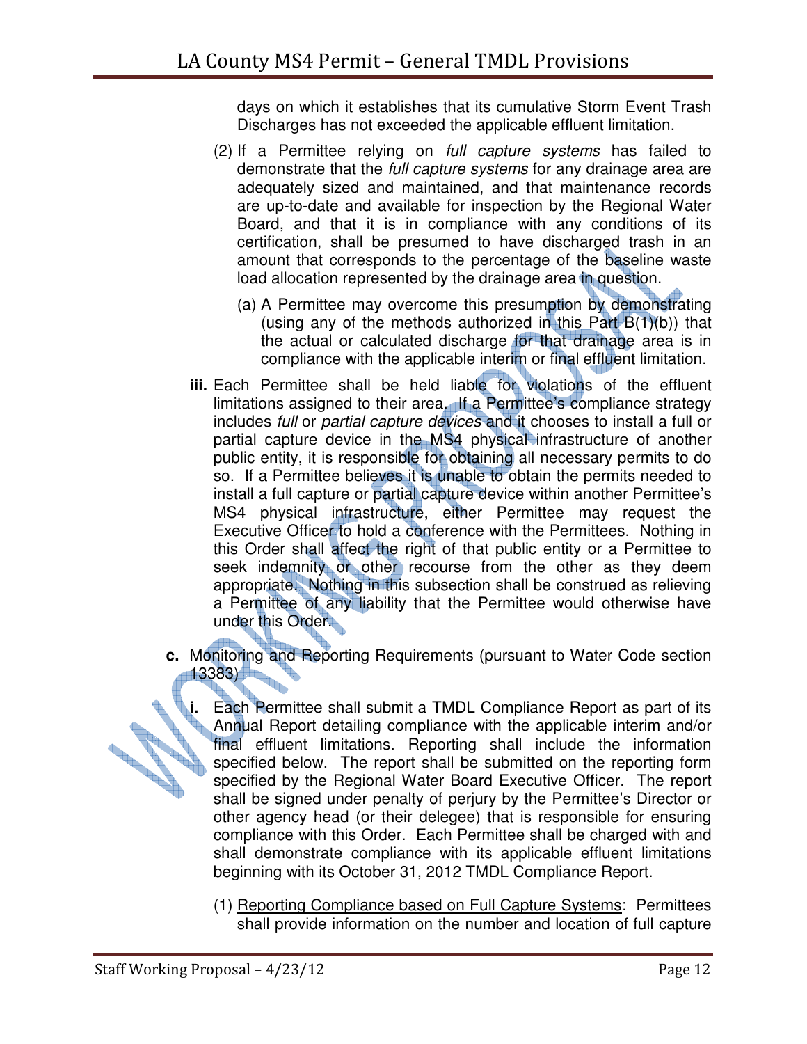days on which it establishes that its cumulative Storm Event Trash Discharges has not exceeded the applicable effluent limitation.

(2) If a Permittee relying on *full capture systems* has failed to demonstrate that the *full capture systems* for any drainage area are adequately sized and maintained, and that maintenance records are up-to-date and available for inspection by the Regional Water Board, and that it is in compliance with any conditions of its certification, shall be presumed to have discharged trash in an amount that corresponds to the percentage of the baseline waste load allocation represented by the drainage area in question.

(a) A Permittee may overcome this presumption by demonstrating (using any of the methods authorized in this Part B(1)(b)) that the actual or calculated discharge for that drainage area is in compliance with the applicable interim or final effluent limitation.

**iii.** Each Permittee shall be held liable for violations of the effluent limitations assigned to their area. If a Permittee's compliance strategy includes *full* or *partial capture devices* and it chooses to install a full or partial capture device in the MS4 physical infrastructure of another public entity, it is responsible for obtaining all necessary permits to do so. If a Permittee believes it is unable to obtain the permits needed to install a full capture or partial capture device within another Permittee's MS4 physical infrastructure, either Permittee may request the Executive Officer to hold a conference with the Permittees. Nothing in this Order shall affect the right of that public entity or a Permittee to seek indemnity or other recourse from the other as they deem appropriate. Nothing in this subsection shall be construed as relieving a Permittee of any liability that the Permittee would otherwise have under this Order.

**c.** Monitoring and Reporting Requirements (pursuant to Water Code section 13383)

**i.** Each Permittee shall submit a TMDL Compliance Report as part of its Annual Report detailing compliance with the applicable interim and/or final effluent limitations. Reporting shall include the information specified below. The report shall be submitted on the reporting form specified by the Regional Water Board Executive Officer. The report shall be signed under penalty of perjury by the Permittee's Director or other agency head (or their delegee) that is responsible for ensuring compliance with this Order. Each Permittee shall be charged with and shall demonstrate compliance with its applicable effluent limitations beginning with its October 31, 2012 TMDL Compliance Report.

(1) Reporting Compliance based on Full Capture Systems: Permittees shall provide information on the number and location of full capture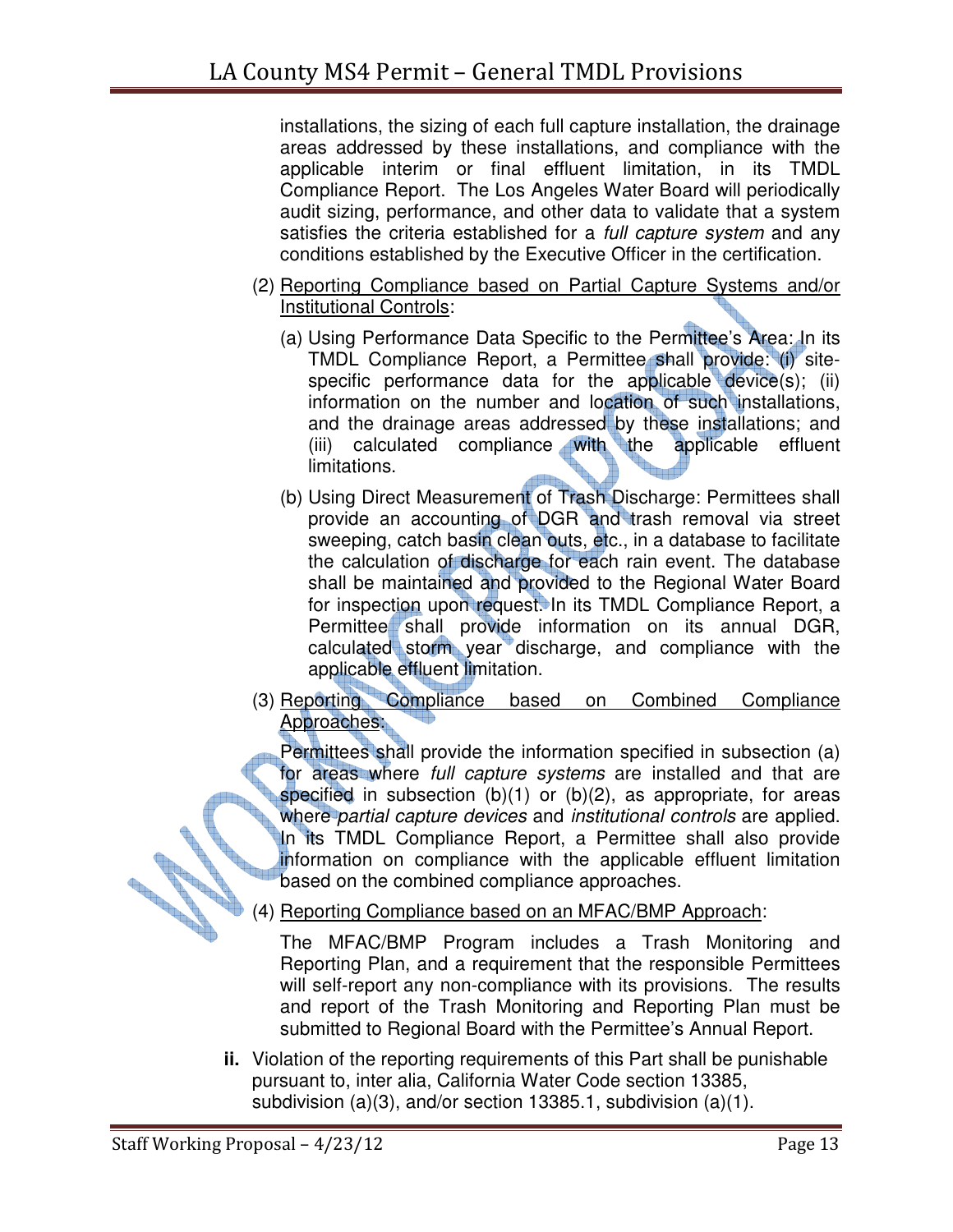installations, the sizing of each full capture installation, the drainage areas addressed by these installations, and compliance with the applicable interim or final effluent limitation, in its TMDL Compliance Report. The Los Angeles Water Board will periodically audit sizing, performance, and other data to validate that a system satisfies the criteria established for a *full capture system* and any conditions established by the Executive Officer in the certification.

(2) Reporting Compliance based on Partial Capture Systems and/or Institutional Controls:

(a) Using Performance Data Specific to the Permittee's Area: In its TMDL Compliance Report, a Permittee shall provide: (i) site-specific performance data for the applicable device(s); (ii) information on the number and location of such installations, and the drainage areas addressed by these installations; and (iii) calculated compliance with the applicable effluent limitations.

(b) Using Direct Measurement of Trash Discharge: Permittees shall provide an accounting of DGR and trash removal via street sweeping, catch basin clean outs, etc., in a database to facilitate the calculation of discharge for each rain event. The database shall be maintained and provided to the Regional Water Board for inspection upon request. In its TMDL Compliance Report, a Permittee shall provide information on its annual DGR, calculated storm year discharge, and compliance with the applicable effluent limitation.

(3) Reporting Compliance based on Combined Compliance Approaches:

Permittees shall provide the information specified in subsection (a) for areas where *full capture systems* are installed and that are specified in subsection (b)(1) or (b)(2), as appropriate, for areas where *partial capture devices* and *institutional controls* are applied. In its TMDL Compliance Report, a Permittee shall also provide information on compliance with the applicable effluent limitation based on the combined compliance approaches.

(4) Reporting Compliance based on an MFAC/BMP Approach:

The MFAC/BMP Program includes a Trash Monitoring and Reporting Plan, and a requirement that the responsible Permittees will self-report any non-compliance with its provisions. The results and report of the Trash Monitoring and Reporting Plan must be submitted to Regional Board with the Permittee's Annual Report.

**ii.** Violation of the reporting requirements of this Part shall be punishable pursuant to, inter alia, California Water Code section 13385, subdivision (a)(3), and/or section 13385.1, subdivision (a)(1).